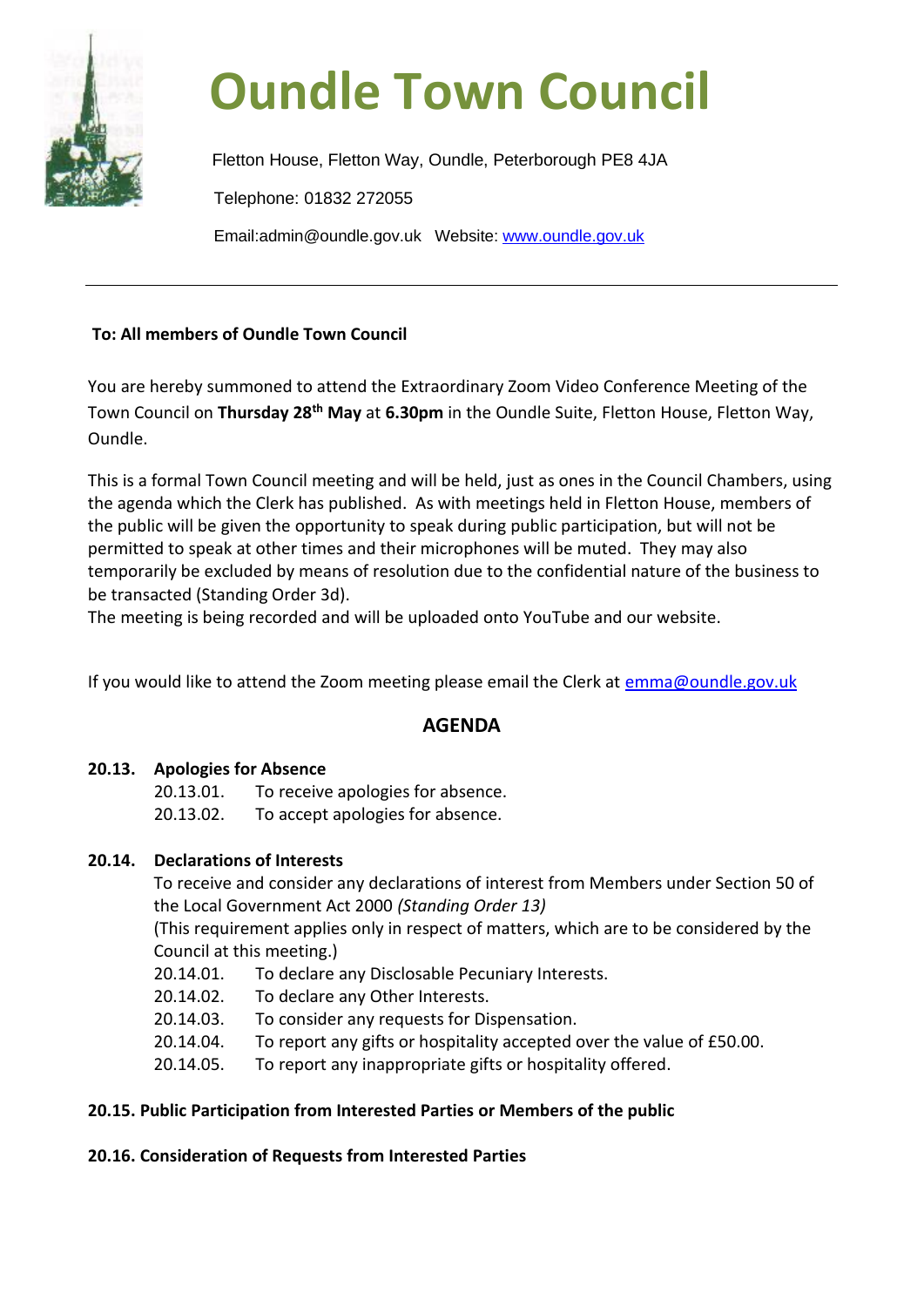# Oundle Town Council

Fletton House, Fletton Way, Oundle, Peterborough PE8 4JA

Telephone: 01832 272055

Email:admin@oundle.gov.uk Website: www.oundle.gov.uk

---

**To: All members of Oundle Town Council**

You are hereby summoned to attend the Extraordinary Zoom Video Conference Meeting of the Town Council on **Thursday 28th May** at **6.30pm** in the Oundle Suite, Fletton House, Fletton Way, Oundle.

This is a formal Town Council meeting and will be held, just as ones in the Council Chambers, using the agenda which the Clerk has published. As with meetings held in Fletton House, members of the public will be given the opportunity to speak during public participation, but will not be permitted to speak at other times and their microphones will be muted. They may also temporarily be excluded by means of resolution due to the confidential nature of the business to be transacted (Standing Order 3d).
The meeting is being recorded and will be uploaded onto YouTube and our website.

If you would like to attend the Zoom meeting please email the Clerk at emma@oundle.gov.uk

## AGENDA

**20.13. Apologies for Absence**

20.13.01. To receive apologies for absence.
20.13.02. To accept apologies for absence.

**20.14. Declarations of Interests**

To receive and consider any declarations of interest from Members under Section 50 of the Local Government Act 2000 *(Standing Order 13)*
(This requirement applies only in respect of matters, which are to be considered by the Council at this meeting.)

20.14.01. To declare any Disclosable Pecuniary Interests.
20.14.02. To declare any Other Interests.
20.14.03. To consider any requests for Dispensation.
20.14.04. To report any gifts or hospitality accepted over the value of £50.00.
20.14.05. To report any inappropriate gifts or hospitality offered.

**20.15. Public Participation from Interested Parties or Members of the public**

**20.16. Consideration of Requests from Interested Parties**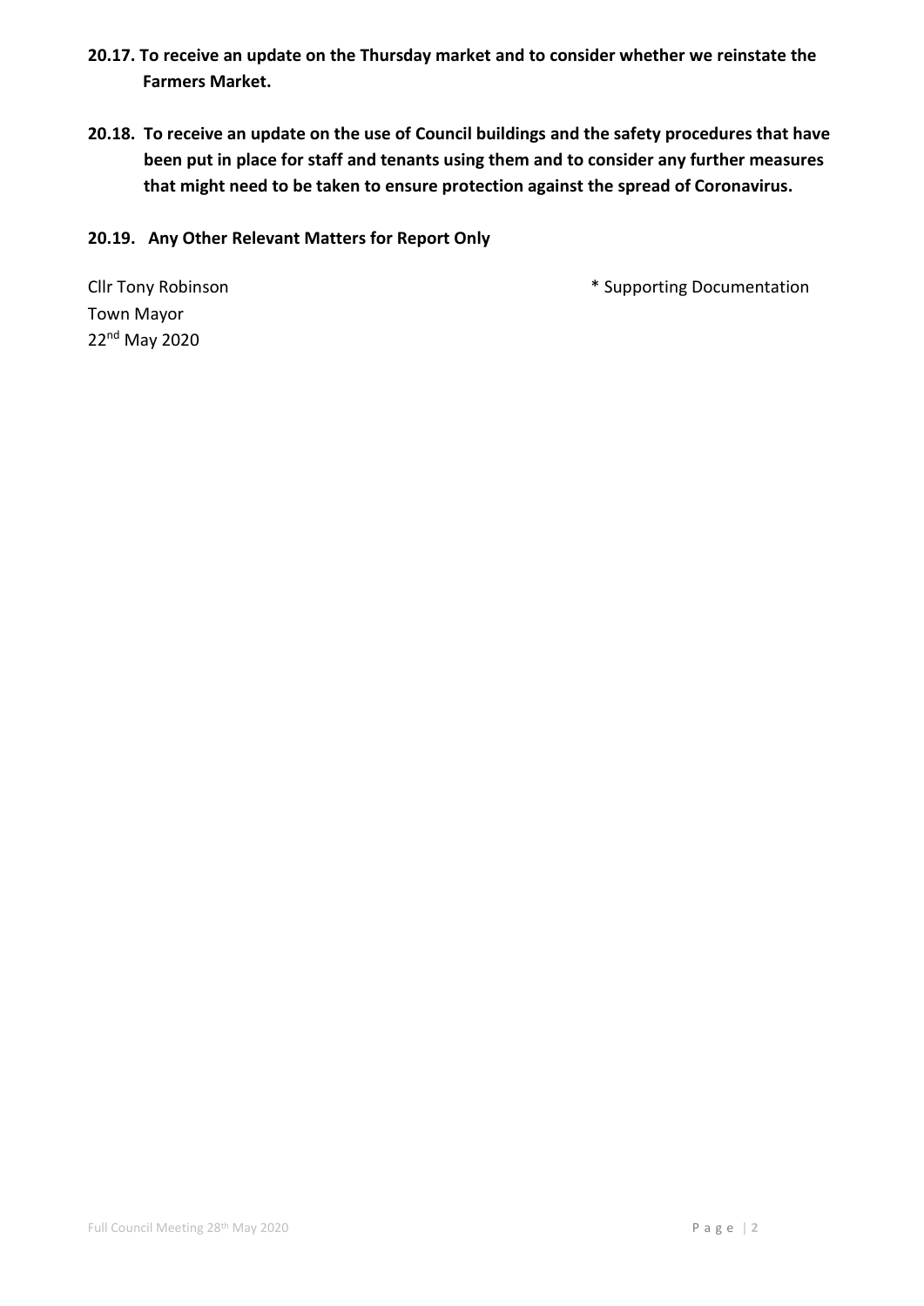**20.17. To receive an update on the Thursday market and to consider whether we reinstate the Farmers Market.**

**20.18. To receive an update on the use of Council buildings and the safety procedures that have been put in place for staff and tenants using them and to consider any further measures that might need to be taken to ensure protection against the spread of Coronavirus.**

**20.19. Any Other Relevant Matters for Report Only**

Cllr Tony Robinson
Town Mayor
22nd May 2020

\* Supporting Documentation